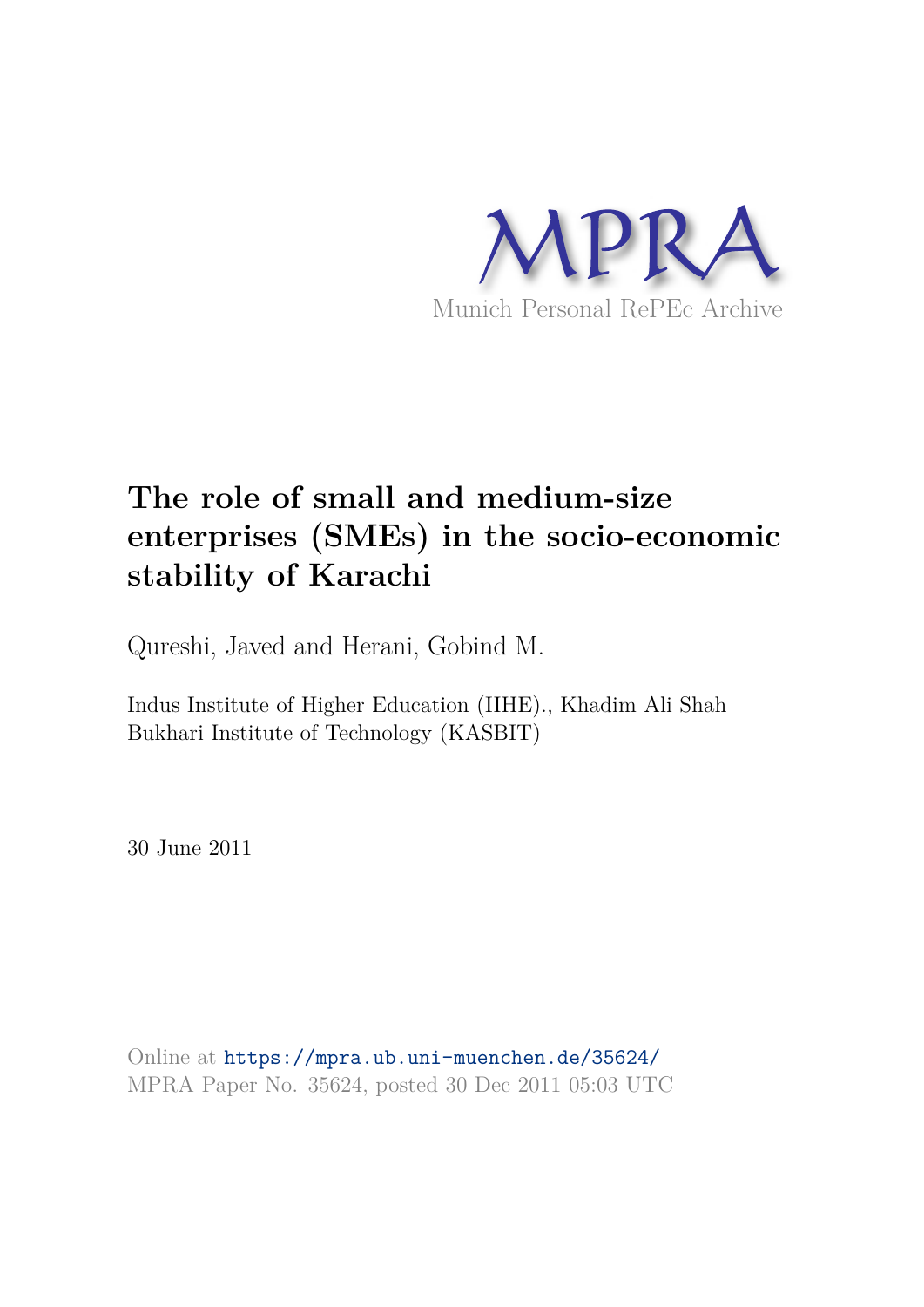MPRA

Munich Personal RePEc Archive

# The role of small and medium-size enterprises (SMEs) in the socio-economic stability of Karachi

Qureshi, Javed and Herani, Gobind M.

Indus Institute of Higher Education (IIHE)., Khadim Ali Shah Bukhari Institute of Technology (KASBIT)

30 June 2011

Online at https://mpra.ub.uni-muenchen.de/35624/
MPRA Paper No. 35624, posted 30 Dec 2011 05:03 UTC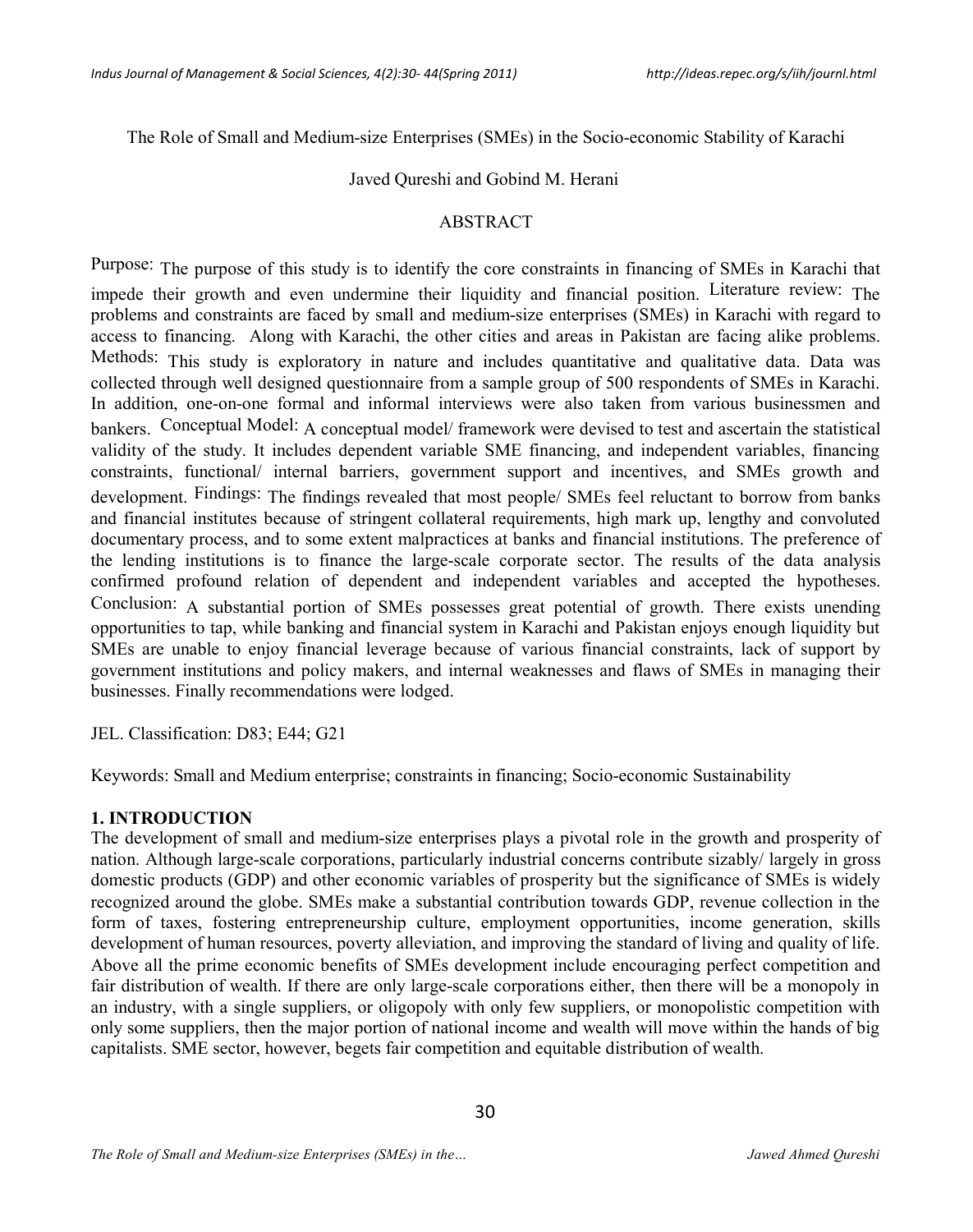The Role of Small and Medium-size Enterprises (SMEs) in the Socio-economic Stability of Karachi

Javed Qureshi and Gobind M. Herani

ABSTRACT

Purpose: The purpose of this study is to identify the core constraints in financing of SMEs in Karachi that impede their growth and even undermine their liquidity and financial position. Literature review: The problems and constraints are faced by small and medium-size enterprises (SMEs) in Karachi with regard to access to financing. Along with Karachi, the other cities and areas in Pakistan are facing alike problems. Methods: This study is exploratory in nature and includes quantitative and qualitative data. Data was collected through well designed questionnaire from a sample group of 500 respondents of SMEs in Karachi. In addition, one-on-one formal and informal interviews were also taken from various businessmen and bankers. Conceptual Model: A conceptual model/ framework were devised to test and ascertain the statistical validity of the study. It includes dependent variable SME financing, and independent variables, financing constraints, functional/ internal barriers, government support and incentives, and SMEs growth and development. Findings: The findings revealed that most people/ SMEs feel reluctant to borrow from banks and financial institutes because of stringent collateral requirements, high mark up, lengthy and convoluted documentary process, and to some extent malpractices at banks and financial institutions. The preference of the lending institutions is to finance the large-scale corporate sector. The results of the data analysis confirmed profound relation of dependent and independent variables and accepted the hypotheses. Conclusion: A substantial portion of SMEs possesses great potential of growth. There exists unending opportunities to tap, while banking and financial system in Karachi and Pakistan enjoys enough liquidity but SMEs are unable to enjoy financial leverage because of various financial constraints, lack of support by government institutions and policy makers, and internal weaknesses and flaws of SMEs in managing their businesses. Finally recommendations were lodged.

JEL. Classification: D83; E44; G21

Keywords: Small and Medium enterprise; constraints in financing; Socio-economic Sustainability

## 1. INTRODUCTION

The development of small and medium-size enterprises plays a pivotal role in the growth and prosperity of nation. Although large-scale corporations, particularly industrial concerns contribute sizably/ largely in gross domestic products (GDP) and other economic variables of prosperity but the significance of SMEs is widely recognized around the globe. SMEs make a substantial contribution towards GDP, revenue collection in the form of taxes, fostering entrepreneurship culture, employment opportunities, income generation, skills development of human resources, poverty alleviation, and improving the standard of living and quality of life. Above all the prime economic benefits of SMEs development include encouraging perfect competition and fair distribution of wealth. If there are only large-scale corporations either, then there will be a monopoly in an industry, with a single suppliers, or oligopoly with only few suppliers, or monopolistic competition with only some suppliers, then the major portion of national income and wealth will move within the hands of big capitalists. SME sector, however, begets fair competition and equitable distribution of wealth.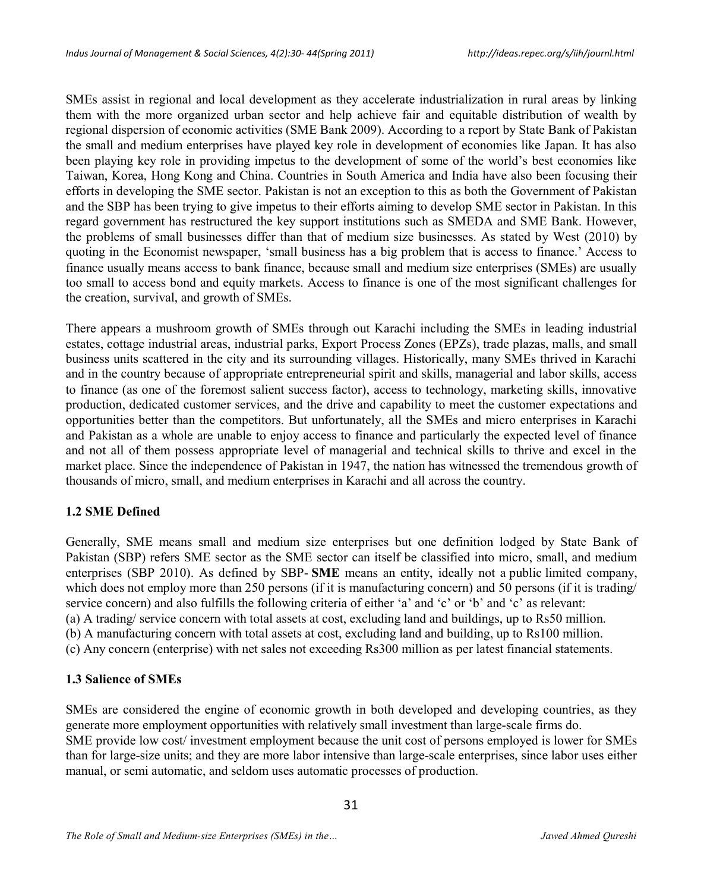SMEs assist in regional and local development as they accelerate industrialization in rural areas by linking them with the more organized urban sector and help achieve fair and equitable distribution of wealth by regional dispersion of economic activities (SME Bank 2009). According to a report by State Bank of Pakistan the small and medium enterprises have played key role in development of economies like Japan. It has also been playing key role in providing impetus to the development of some of the world's best economies like Taiwan, Korea, Hong Kong and China. Countries in South America and India have also been focusing their efforts in developing the SME sector. Pakistan is not an exception to this as both the Government of Pakistan and the SBP has been trying to give impetus to their efforts aiming to develop SME sector in Pakistan. In this regard government has restructured the key support institutions such as SMEDA and SME Bank. However, the problems of small businesses differ than that of medium size businesses. As stated by West (2010) by quoting in the Economist newspaper, 'small business has a big problem that is access to finance.' Access to finance usually means access to bank finance, because small and medium size enterprises (SMEs) are usually too small to access bond and equity markets. Access to finance is one of the most significant challenges for the creation, survival, and growth of SMEs.

There appears a mushroom growth of SMEs through out Karachi including the SMEs in leading industrial estates, cottage industrial areas, industrial parks, Export Process Zones (EPZs), trade plazas, malls, and small business units scattered in the city and its surrounding villages. Historically, many SMEs thrived in Karachi and in the country because of appropriate entrepreneurial spirit and skills, managerial and labor skills, access to finance (as one of the foremost salient success factor), access to technology, marketing skills, innovative production, dedicated customer services, and the drive and capability to meet the customer expectations and opportunities better than the competitors. But unfortunately, all the SMEs and micro enterprises in Karachi and Pakistan as a whole are unable to enjoy access to finance and particularly the expected level of finance and not all of them possess appropriate level of managerial and technical skills to thrive and excel in the market place. Since the independence of Pakistan in 1947, the nation has witnessed the tremendous growth of thousands of micro, small, and medium enterprises in Karachi and all across the country.

### 1.2 SME Defined

Generally, SME means small and medium size enterprises but one definition lodged by State Bank of Pakistan (SBP) refers SME sector as the SME sector can itself be classified into micro, small, and medium enterprises (SBP 2010). As defined by SBP- **SME** means an entity, ideally not a public limited company, which does not employ more than 250 persons (if it is manufacturing concern) and 50 persons (if it is trading/ service concern) and also fulfills the following criteria of either 'a' and 'c' or 'b' and 'c' as relevant:

(a) A trading/ service concern with total assets at cost, excluding land and buildings, up to Rs50 million.
(b) A manufacturing concern with total assets at cost, excluding land and building, up to Rs100 million.
(c) Any concern (enterprise) with net sales not exceeding Rs300 million as per latest financial statements.

### 1.3 Salience of SMEs

SMEs are considered the engine of economic growth in both developed and developing countries, as they generate more employment opportunities with relatively small investment than large-scale firms do.
SME provide low cost/ investment employment because the unit cost of persons employed is lower for SMEs than for large-size units; and they are more labor intensive than large-scale enterprises, since labor uses either manual, or semi automatic, and seldom uses automatic processes of production.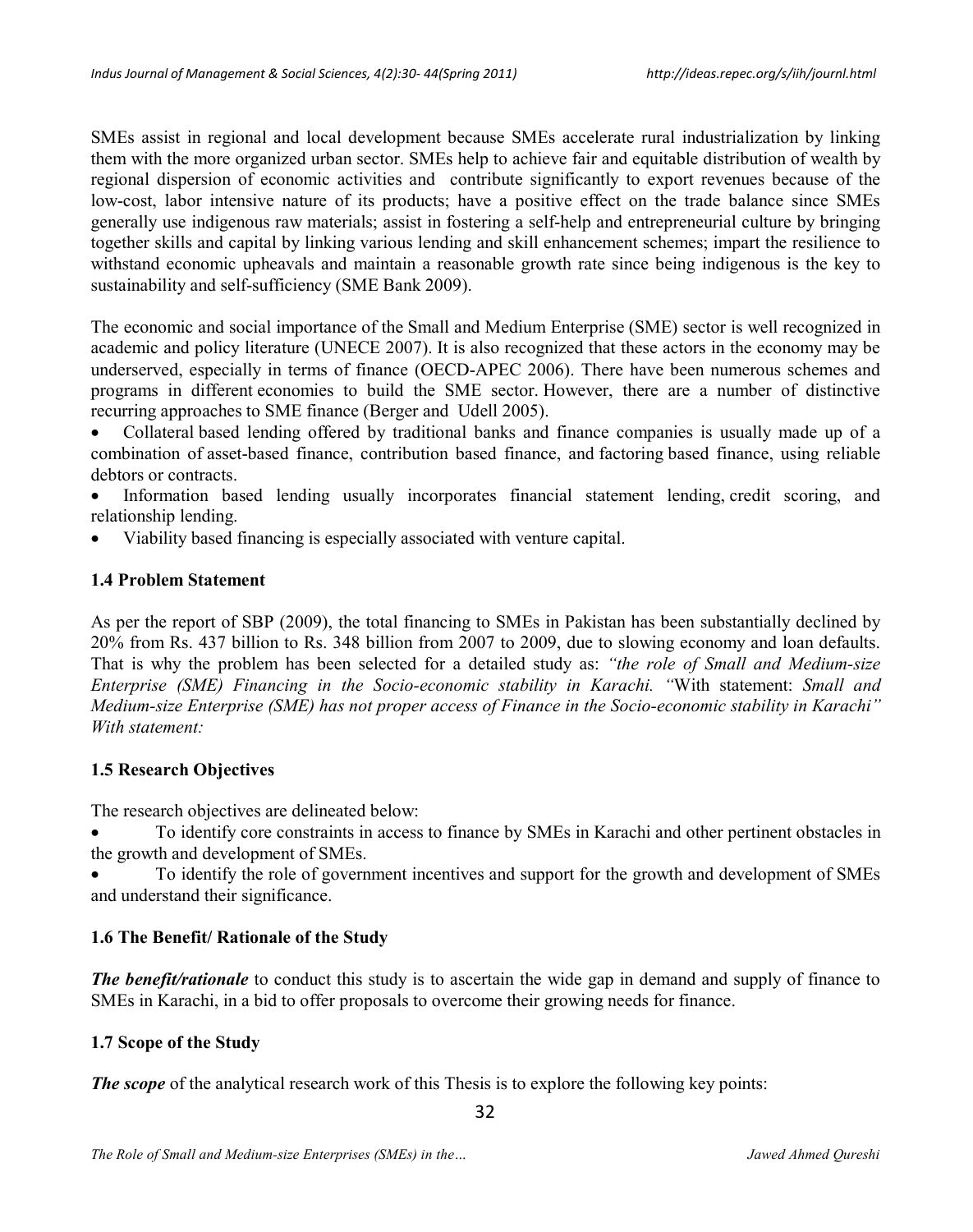SMEs assist in regional and local development because SMEs accelerate rural industrialization by linking them with the more organized urban sector. SMEs help to achieve fair and equitable distribution of wealth by regional dispersion of economic activities and contribute significantly to export revenues because of the low-cost, labor intensive nature of its products; have a positive effect on the trade balance since SMEs generally use indigenous raw materials; assist in fostering a self-help and entrepreneurial culture by bringing together skills and capital by linking various lending and skill enhancement schemes; impart the resilience to withstand economic upheavals and maintain a reasonable growth rate since being indigenous is the key to sustainability and self-sufficiency (SME Bank 2009).

The economic and social importance of the Small and Medium Enterprise (SME) sector is well recognized in academic and policy literature (UNECE 2007). It is also recognized that these actors in the economy may be underserved, especially in terms of finance (OECD-APEC 2006). There have been numerous schemes and programs in different economies to build the SME sector. However, there are a number of distinctive recurring approaches to SME finance (Berger and Udell 2005).

- Collateral based lending offered by traditional banks and finance companies is usually made up of a combination of asset-based finance, contribution based finance, and factoring based finance, using reliable debtors or contracts.
- Information based lending usually incorporates financial statement lending, credit scoring, and relationship lending.
- Viability based financing is especially associated with venture capital.

### 1.4 Problem Statement

As per the report of SBP (2009), the total financing to SMEs in Pakistan has been substantially declined by 20% from Rs. 437 billion to Rs. 348 billion from 2007 to 2009, due to slowing economy and loan defaults. That is why the problem has been selected for a detailed study as: *"the role of Small and Medium-size Enterprise (SME) Financing in the Socio-economic stability in Karachi. "*With statement: *Small and Medium-size Enterprise (SME) has not proper access of Finance in the Socio-economic stability in Karachi" With statement:*

### 1.5 Research Objectives

The research objectives are delineated below:

- To identify core constraints in access to finance by SMEs in Karachi and other pertinent obstacles in the growth and development of SMEs.
- To identify the role of government incentives and support for the growth and development of SMEs and understand their significance.

### 1.6 The Benefit/ Rationale of the Study

***The benefit/rationale*** to conduct this study is to ascertain the wide gap in demand and supply of finance to SMEs in Karachi, in a bid to offer proposals to overcome their growing needs for finance.

### 1.7 Scope of the Study

***The scope*** of the analytical research work of this Thesis is to explore the following key points: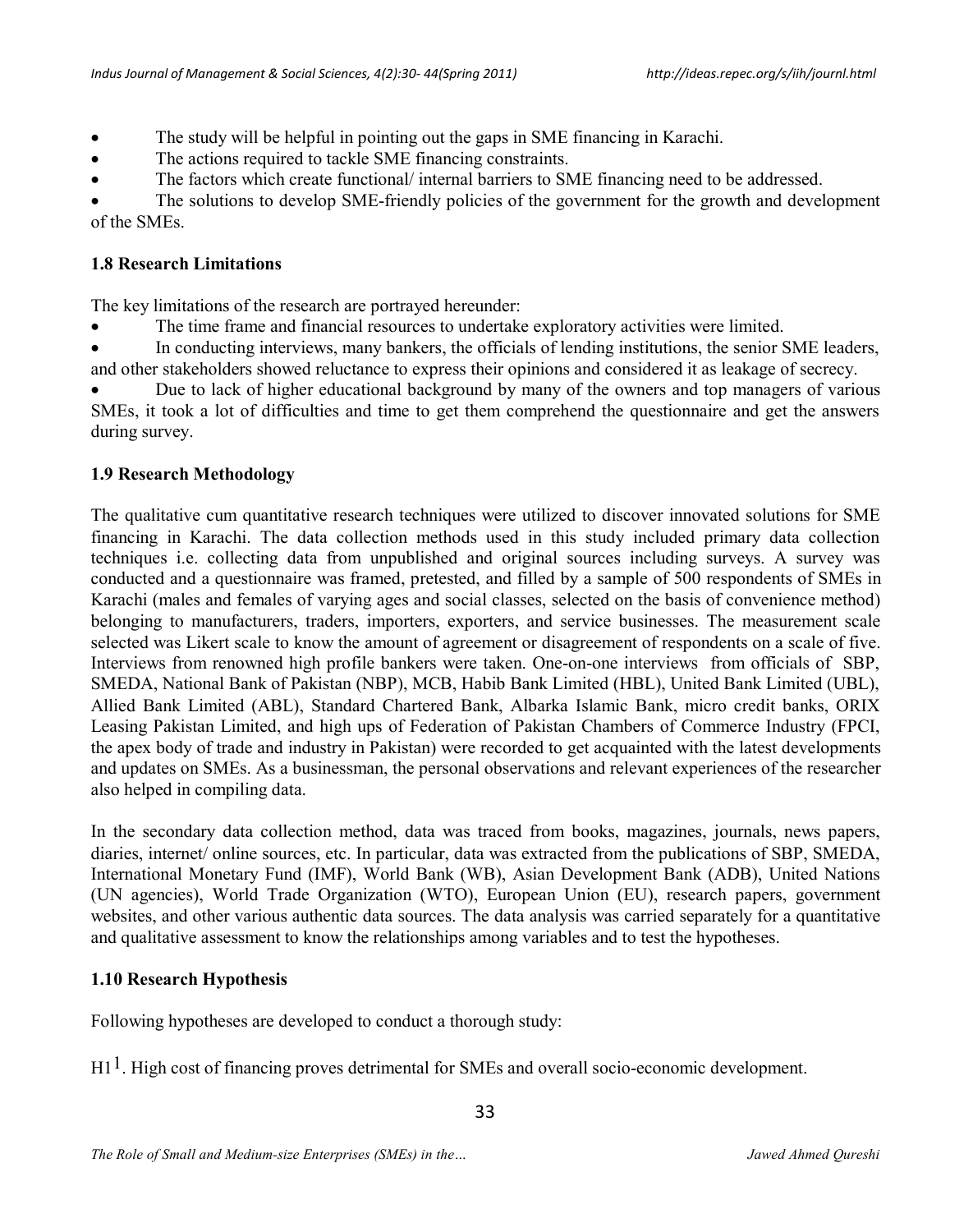- The study will be helpful in pointing out the gaps in SME financing in Karachi.
- The actions required to tackle SME financing constraints.
- The factors which create functional/ internal barriers to SME financing need to be addressed.
- The solutions to develop SME-friendly policies of the government for the growth and development of the SMEs.

### 1.8 Research Limitations

The key limitations of the research are portrayed hereunder:

- The time frame and financial resources to undertake exploratory activities were limited.
- In conducting interviews, many bankers, the officials of lending institutions, the senior SME leaders, and other stakeholders showed reluctance to express their opinions and considered it as leakage of secrecy.
- Due to lack of higher educational background by many of the owners and top managers of various SMEs, it took a lot of difficulties and time to get them comprehend the questionnaire and get the answers during survey.

### 1.9 Research Methodology

The qualitative cum quantitative research techniques were utilized to discover innovated solutions for SME financing in Karachi. The data collection methods used in this study included primary data collection techniques i.e. collecting data from unpublished and original sources including surveys. A survey was conducted and a questionnaire was framed, pretested, and filled by a sample of 500 respondents of SMEs in Karachi (males and females of varying ages and social classes, selected on the basis of convenience method) belonging to manufacturers, traders, importers, exporters, and service businesses. The measurement scale selected was Likert scale to know the amount of agreement or disagreement of respondents on a scale of five. Interviews from renowned high profile bankers were taken. One-on-one interviews from officials of SBP, SMEDA, National Bank of Pakistan (NBP), MCB, Habib Bank Limited (HBL), United Bank Limited (UBL), Allied Bank Limited (ABL), Standard Chartered Bank, Albarka Islamic Bank, micro credit banks, ORIX Leasing Pakistan Limited, and high ups of Federation of Pakistan Chambers of Commerce Industry (FPCI, the apex body of trade and industry in Pakistan) were recorded to get acquainted with the latest developments and updates on SMEs. As a businessman, the personal observations and relevant experiences of the researcher also helped in compiling data.

In the secondary data collection method, data was traced from books, magazines, journals, news papers, diaries, internet/ online sources, etc. In particular, data was extracted from the publications of SBP, SMEDA, International Monetary Fund (IMF), World Bank (WB), Asian Development Bank (ADB), United Nations (UN agencies), World Trade Organization (WTO), European Union (EU), research papers, government websites, and other various authentic data sources. The data analysis was carried separately for a quantitative and qualitative assessment to know the relationships among variables and to test the hypotheses.

### 1.10 Research Hypothesis

Following hypotheses are developed to conduct a thorough study:

H1[1]. High cost of financing proves detrimental for SMEs and overall socio-economic development.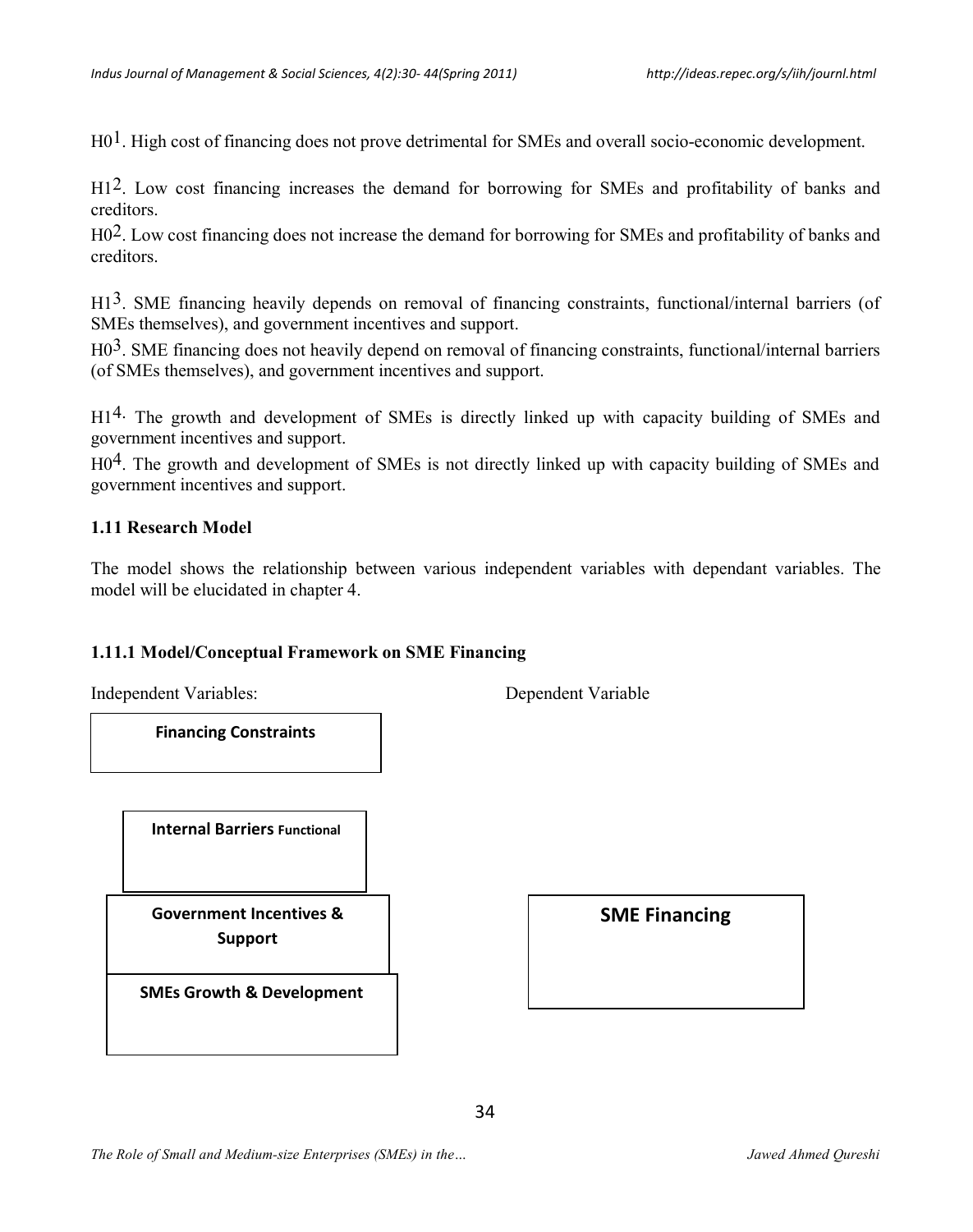H0[1]. High cost of financing does not prove detrimental for SMEs and overall socio-economic development.

H1[2]. Low cost financing increases the demand for borrowing for SMEs and profitability of banks and creditors.

H0[2]. Low cost financing does not increase the demand for borrowing for SMEs and profitability of banks and creditors.

H1[3]. SME financing heavily depends on removal of financing constraints, functional/internal barriers (of SMEs themselves), and government incentives and support.

H0[3]. SME financing does not heavily depend on removal of financing constraints, functional/internal barriers (of SMEs themselves), and government incentives and support.

H1[4]. The growth and development of SMEs is directly linked up with capacity building of SMEs and government incentives and support.

H0[4]. The growth and development of SMEs is not directly linked up with capacity building of SMEs and government incentives and support.

### 1.11 Research Model

The model shows the relationship between various independent variables with dependant variables. The model will be elucidated in chapter 4.

#### 1.11.1 Model/Conceptual Framework on SME Financing

Independent Variables: Dependent Variable

**Financing Constraints**

**Internal Barriers Functional**

**Government Incentives & Support**

**SMEs Growth & Development**

**SME Financing**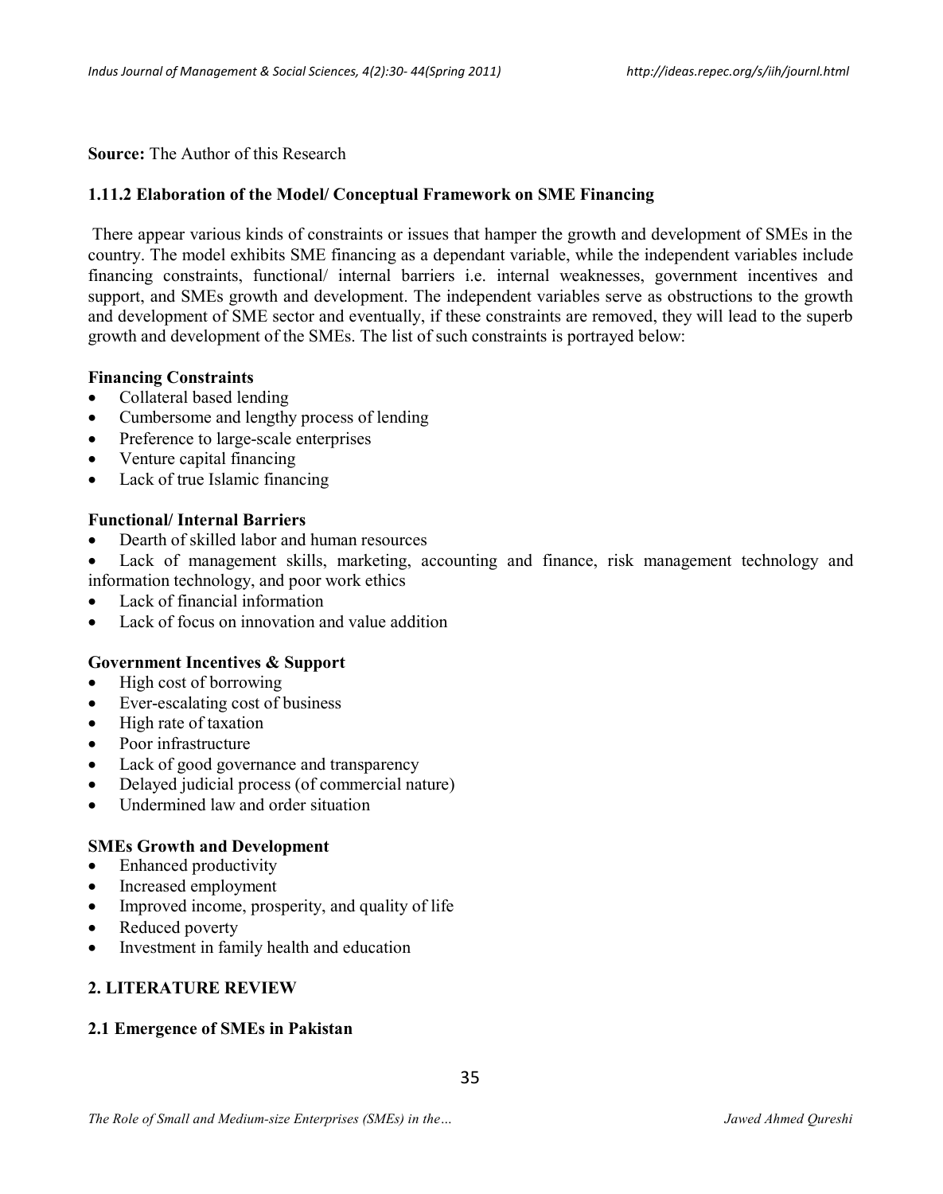**Source:** The Author of this Research

### 1.11.2 Elaboration of the Model/ Conceptual Framework on SME Financing

There appear various kinds of constraints or issues that hamper the growth and development of SMEs in the country. The model exhibits SME financing as a dependant variable, while the independent variables include financing constraints, functional/ internal barriers i.e. internal weaknesses, government incentives and support, and SMEs growth and development. The independent variables serve as obstructions to the growth and development of SME sector and eventually, if these constraints are removed, they will lead to the superb growth and development of the SMEs. The list of such constraints is portrayed below:

**Financing Constraints**

- Collateral based lending
- Cumbersome and lengthy process of lending
- Preference to large-scale enterprises
- Venture capital financing
- Lack of true Islamic financing

**Functional/ Internal Barriers**

- Dearth of skilled labor and human resources
- Lack of management skills, marketing, accounting and finance, risk management technology and information technology, and poor work ethics
- Lack of financial information
- Lack of focus on innovation and value addition

**Government Incentives & Support**

- High cost of borrowing
- Ever-escalating cost of business
- High rate of taxation
- Poor infrastructure
- Lack of good governance and transparency
- Delayed judicial process (of commercial nature)
- Undermined law and order situation

**SMEs Growth and Development**

- Enhanced productivity
- Increased employment
- Improved income, prosperity, and quality of life
- Reduced poverty
- Investment in family health and education

## 2. LITERATURE REVIEW

### 2.1 Emergence of SMEs in Pakistan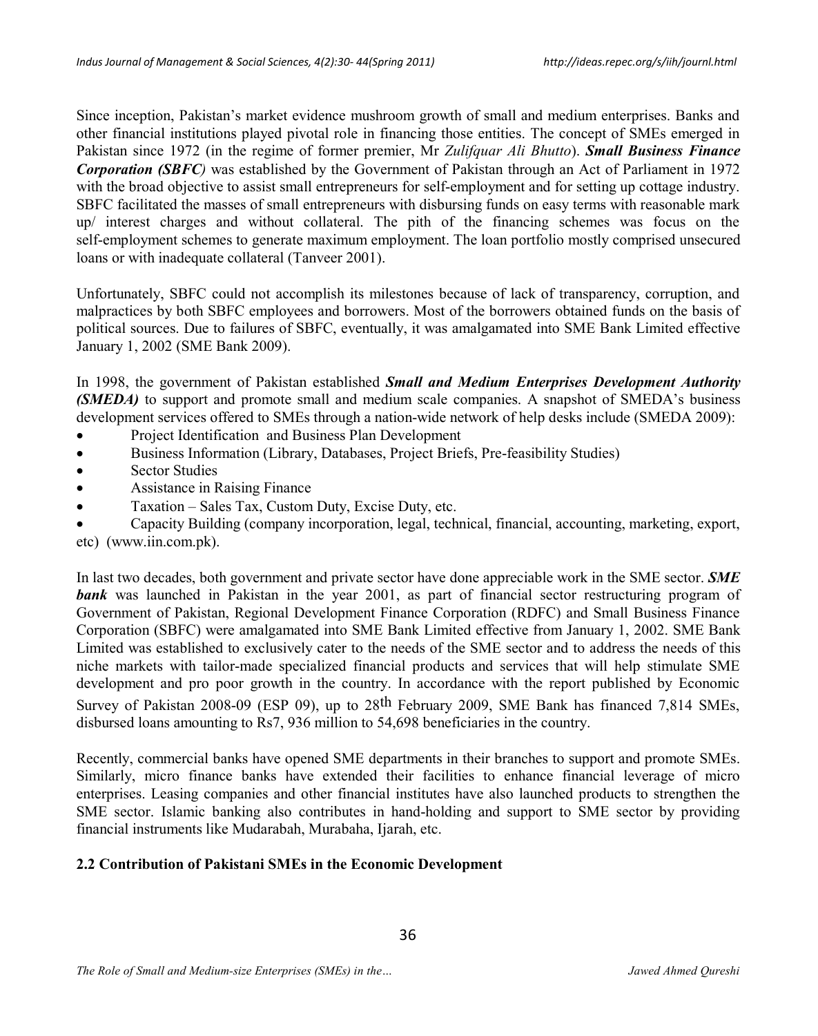Since inception, Pakistan's market evidence mushroom growth of small and medium enterprises. Banks and other financial institutions played pivotal role in financing those entities. The concept of SMEs emerged in Pakistan since 1972 (in the regime of former premier, Mr *Zulifquar Ali Bhutto*). ***Small Business Finance Corporation (SBFC)*** was established by the Government of Pakistan through an Act of Parliament in 1972 with the broad objective to assist small entrepreneurs for self-employment and for setting up cottage industry. SBFC facilitated the masses of small entrepreneurs with disbursing funds on easy terms with reasonable mark up/ interest charges and without collateral. The pith of the financing schemes was focus on the self-employment schemes to generate maximum employment. The loan portfolio mostly comprised unsecured loans or with inadequate collateral (Tanveer 2001).

Unfortunately, SBFC could not accomplish its milestones because of lack of transparency, corruption, and malpractices by both SBFC employees and borrowers. Most of the borrowers obtained funds on the basis of political sources. Due to failures of SBFC, eventually, it was amalgamated into SME Bank Limited effective January 1, 2002 (SME Bank 2009).

In 1998, the government of Pakistan established ***Small and Medium Enterprises Development Authority (SMEDA)*** to support and promote small and medium scale companies. A snapshot of SMEDA's business development services offered to SMEs through a nation-wide network of help desks include (SMEDA 2009):

- Project Identification and Business Plan Development
- Business Information (Library, Databases, Project Briefs, Pre-feasibility Studies)
- Sector Studies
- Assistance in Raising Finance
- Taxation – Sales Tax, Custom Duty, Excise Duty, etc.
- Capacity Building (company incorporation, legal, technical, financial, accounting, marketing, export, etc) (www.iin.com.pk).

In last two decades, both government and private sector have done appreciable work in the SME sector. ***SME bank*** was launched in Pakistan in the year 2001, as part of financial sector restructuring program of Government of Pakistan, Regional Development Finance Corporation (RDFC) and Small Business Finance Corporation (SBFC) were amalgamated into SME Bank Limited effective from January 1, 2002. SME Bank Limited was established to exclusively cater to the needs of the SME sector and to address the needs of this niche markets with tailor-made specialized financial products and services that will help stimulate SME development and pro poor growth in the country. In accordance with the report published by Economic Survey of Pakistan 2008-09 (ESP 09), up to 28th February 2009, SME Bank has financed 7,814 SMEs, disbursed loans amounting to Rs7, 936 million to 54,698 beneficiaries in the country.

Recently, commercial banks have opened SME departments in their branches to support and promote SMEs. Similarly, micro finance banks have extended their facilities to enhance financial leverage of micro enterprises. Leasing companies and other financial institutes have also launched products to strengthen the SME sector. Islamic banking also contributes in hand-holding and support to SME sector by providing financial instruments like Mudarabah, Murabaha, Ijarah, etc.

### 2.2 Contribution of Pakistani SMEs in the Economic Development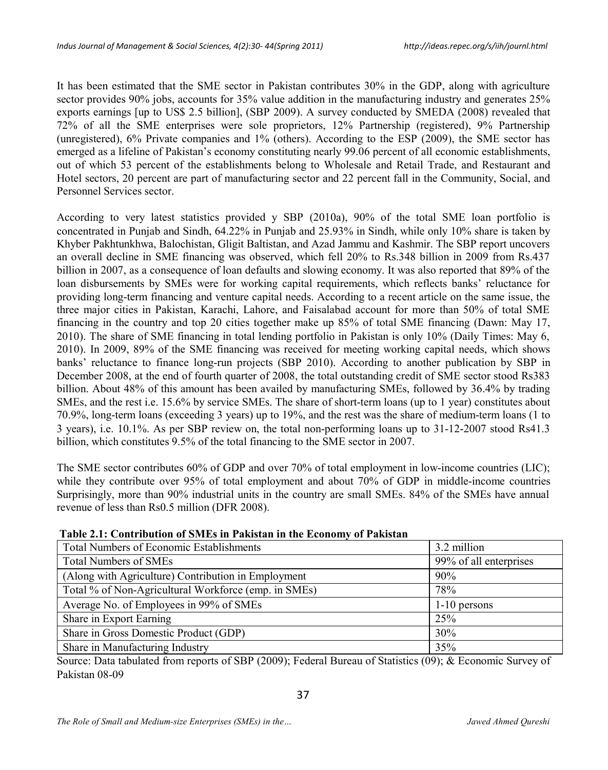It has been estimated that the SME sector in Pakistan contributes 30% in the GDP, along with agriculture sector provides 90% jobs, accounts for 35% value addition in the manufacturing industry and generates 25% exports earnings [up to US$ 2.5 billion], (SBP 2009). A survey conducted by SMEDA (2008) revealed that 72% of all the SME enterprises were sole proprietors, 12% Partnership (registered), 9% Partnership (unregistered), 6% Private companies and 1% (others). According to the ESP (2009), the SME sector has emerged as a lifeline of Pakistan's economy constituting nearly 99.06 percent of all economic establishments, out of which 53 percent of the establishments belong to Wholesale and Retail Trade, and Restaurant and Hotel sectors, 20 percent are part of manufacturing sector and 22 percent fall in the Community, Social, and Personnel Services sector.

According to very latest statistics provided y SBP (2010a), 90% of the total SME loan portfolio is concentrated in Punjab and Sindh, 64.22% in Punjab and 25.93% in Sindh, while only 10% share is taken by Khyber Pakhtunkhwa, Balochistan, Gligit Baltistan, and Azad Jammu and Kashmir. The SBP report uncovers an overall decline in SME financing was observed, which fell 20% to Rs.348 billion in 2009 from Rs.437 billion in 2007, as a consequence of loan defaults and slowing economy. It was also reported that 89% of the loan disbursements by SMEs were for working capital requirements, which reflects banks' reluctance for providing long-term financing and venture capital needs. According to a recent article on the same issue, the three major cities in Pakistan, Karachi, Lahore, and Faisalabad account for more than 50% of total SME financing in the country and top 20 cities together make up 85% of total SME financing (Dawn: May 17, 2010). The share of SME financing in total lending portfolio in Pakistan is only 10% (Daily Times: May 6, 2010). In 2009, 89% of the SME financing was received for meeting working capital needs, which shows banks' reluctance to finance long-run projects (SBP 2010). According to another publication by SBP in December 2008, at the end of fourth quarter of 2008, the total outstanding credit of SME sector stood Rs383 billion. About 48% of this amount has been availed by manufacturing SMEs, followed by 36.4% by trading SMEs, and the rest i.e. 15.6% by service SMEs. The share of short-term loans (up to 1 year) constitutes about 70.9%, long-term loans (exceeding 3 years) up to 19%, and the rest was the share of medium-term loans (1 to 3 years), i.e. 10.1%. As per SBP review on, the total non-performing loans up to 31-12-2007 stood Rs41.3 billion, which constitutes 9.5% of the total financing to the SME sector in 2007.

The SME sector contributes 60% of GDP and over 70% of total employment in low-income countries (LIC); while they contribute over 95% of total employment and about 70% of GDP in middle-income countries Surprisingly, more than 90% industrial units in the country are small SMEs. 84% of the SMEs have annual revenue of less than Rs0.5 million (DFR 2008).

**Table 2.1: Contribution of SMEs in Pakistan in the Economy of Pakistan**

| | |
|---|---|
| Total Numbers of Economic Establishments | 3.2 million |
| Total Numbers of SMEs | 99% of all enterprises |
| (Along with Agriculture) Contribution in Employment | 90% |
| Total % of Non-Agricultural Workforce (emp. in SMEs) | 78% |
| Average No. of Employees in 99% of SMEs | 1-10 persons |
| Share in Export Earning | 25% |
| Share in Gross Domestic Product (GDP) | 30% |
| Share in Manufacturing Industry | 35% |

Source: Data tabulated from reports of SBP (2009); Federal Bureau of Statistics (09); & Economic Survey of Pakistan 08-09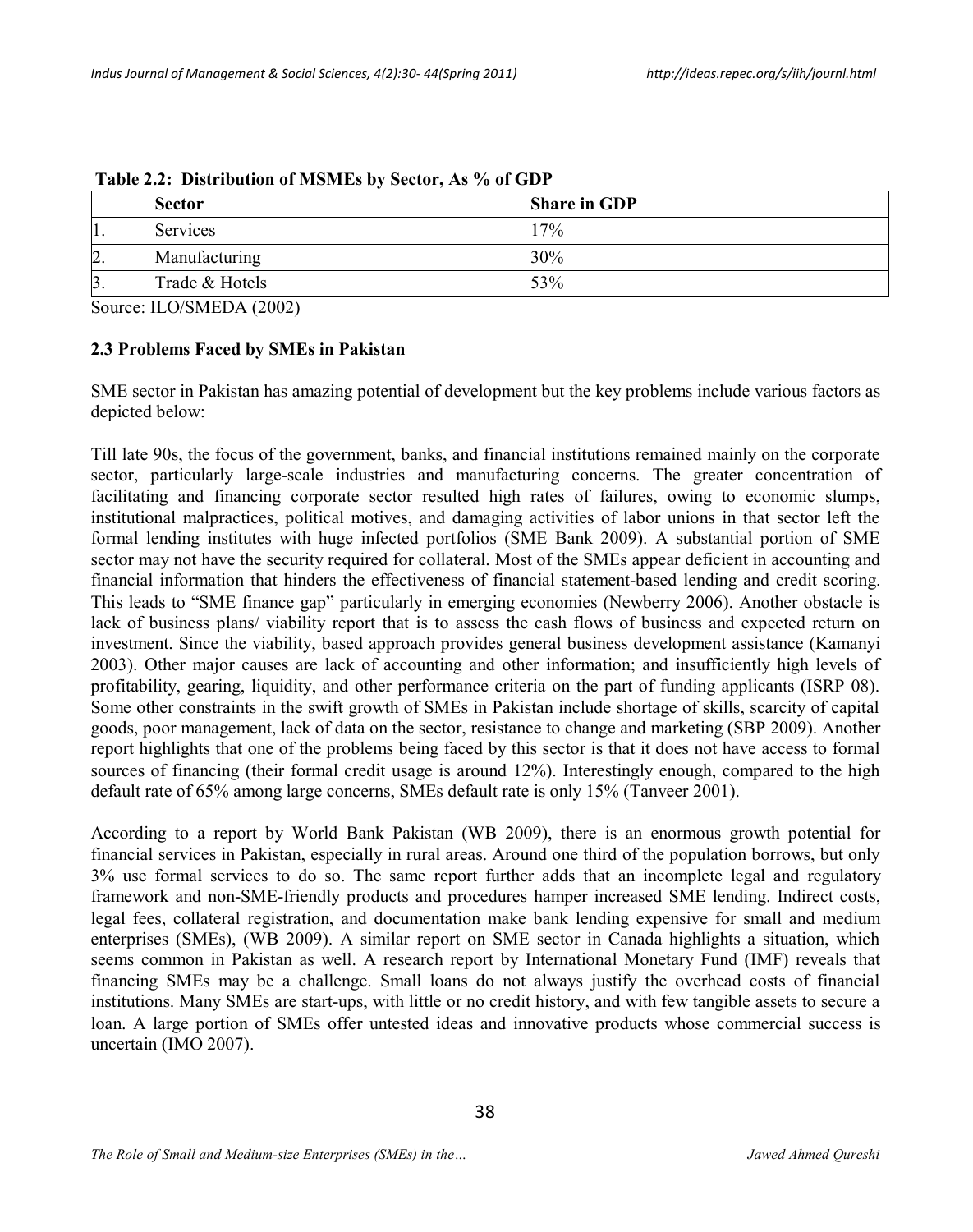**Table 2.2: Distribution of MSMEs by Sector, As % of GDP**

| | Sector | Share in GDP |
|---|---|---|
| 1. | Services | 17% |
| 2. | Manufacturing | 30% |
| 3. | Trade & Hotels | 53% |

Source: ILO/SMEDA (2002)

### 2.3 Problems Faced by SMEs in Pakistan

SME sector in Pakistan has amazing potential of development but the key problems include various factors as depicted below:

Till late 90s, the focus of the government, banks, and financial institutions remained mainly on the corporate sector, particularly large-scale industries and manufacturing concerns. The greater concentration of facilitating and financing corporate sector resulted high rates of failures, owing to economic slumps, institutional malpractices, political motives, and damaging activities of labor unions in that sector left the formal lending institutes with huge infected portfolios (SME Bank 2009). A substantial portion of SME sector may not have the security required for collateral. Most of the SMEs appear deficient in accounting and financial information that hinders the effectiveness of financial statement-based lending and credit scoring. This leads to "SME finance gap" particularly in emerging economies (Newberry 2006). Another obstacle is lack of business plans/ viability report that is to assess the cash flows of business and expected return on investment. Since the viability, based approach provides general business development assistance (Kamanyi 2003). Other major causes are lack of accounting and other information; and insufficiently high levels of profitability, gearing, liquidity, and other performance criteria on the part of funding applicants (ISRP 08). Some other constraints in the swift growth of SMEs in Pakistan include shortage of skills, scarcity of capital goods, poor management, lack of data on the sector, resistance to change and marketing (SBP 2009). Another report highlights that one of the problems being faced by this sector is that it does not have access to formal sources of financing (their formal credit usage is around 12%). Interestingly enough, compared to the high default rate of 65% among large concerns, SMEs default rate is only 15% (Tanveer 2001).

According to a report by World Bank Pakistan (WB 2009), there is an enormous growth potential for financial services in Pakistan, especially in rural areas. Around one third of the population borrows, but only 3% use formal services to do so. The same report further adds that an incomplete legal and regulatory framework and non-SME-friendly products and procedures hamper increased SME lending. Indirect costs, legal fees, collateral registration, and documentation make bank lending expensive for small and medium enterprises (SMEs), (WB 2009). A similar report on SME sector in Canada highlights a situation, which seems common in Pakistan as well. A research report by International Monetary Fund (IMF) reveals that financing SMEs may be a challenge. Small loans do not always justify the overhead costs of financial institutions. Many SMEs are start-ups, with little or no credit history, and with few tangible assets to secure a loan. A large portion of SMEs offer untested ideas and innovative products whose commercial success is uncertain (IMO 2007).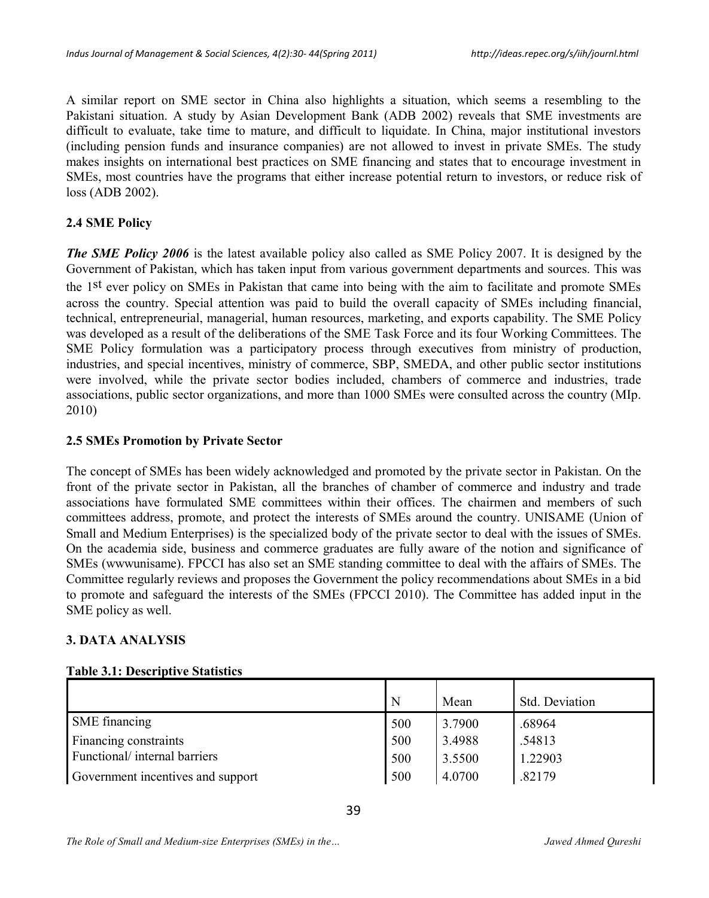A similar report on SME sector in China also highlights a situation, which seems a resembling to the Pakistani situation. A study by Asian Development Bank (ADB 2002) reveals that SME investments are difficult to evaluate, take time to mature, and difficult to liquidate. In China, major institutional investors (including pension funds and insurance companies) are not allowed to invest in private SMEs. The study makes insights on international best practices on SME financing and states that to encourage investment in SMEs, most countries have the programs that either increase potential return to investors, or reduce risk of loss (ADB 2002).

### 2.4 SME Policy

***The SME Policy 2006*** is the latest available policy also called as SME Policy 2007. It is designed by the Government of Pakistan, which has taken input from various government departments and sources. This was the 1st ever policy on SMEs in Pakistan that came into being with the aim to facilitate and promote SMEs across the country. Special attention was paid to build the overall capacity of SMEs including financial, technical, entrepreneurial, managerial, human resources, marketing, and exports capability. The SME Policy was developed as a result of the deliberations of the SME Task Force and its four Working Committees. The SME Policy formulation was a participatory process through executives from ministry of production, industries, and special incentives, ministry of commerce, SBP, SMEDA, and other public sector institutions were involved, while the private sector bodies included, chambers of commerce and industries, trade associations, public sector organizations, and more than 1000 SMEs were consulted across the country (MIp. 2010)

### 2.5 SMEs Promotion by Private Sector

The concept of SMEs has been widely acknowledged and promoted by the private sector in Pakistan. On the front of the private sector in Pakistan, all the branches of chamber of commerce and industry and trade associations have formulated SME committees within their offices. The chairmen and members of such committees address, promote, and protect the interests of SMEs around the country. UNISAME (Union of Small and Medium Enterprises) is the specialized body of the private sector to deal with the issues of SMEs. On the academia side, business and commerce graduates are fully aware of the notion and significance of SMEs (wwwunisame). FPCCI has also set an SME standing committee to deal with the affairs of SMEs. The Committee regularly reviews and proposes the Government the policy recommendations about SMEs in a bid to promote and safeguard the interests of the SMEs (FPCCI 2010). The Committee has added input in the SME policy as well.

## 3. DATA ANALYSIS

**Table 3.1: Descriptive Statistics**

| | N | Mean | Std. Deviation |
|---|---|---|---|
| SME financing | 500 | 3.7900 | .68964 |
| Financing constraints | 500 | 3.4988 | .54813 |
| Functional/ internal barriers | 500 | 3.5500 | 1.22903 |
| Government incentives and support | 500 | 4.0700 | .82179 |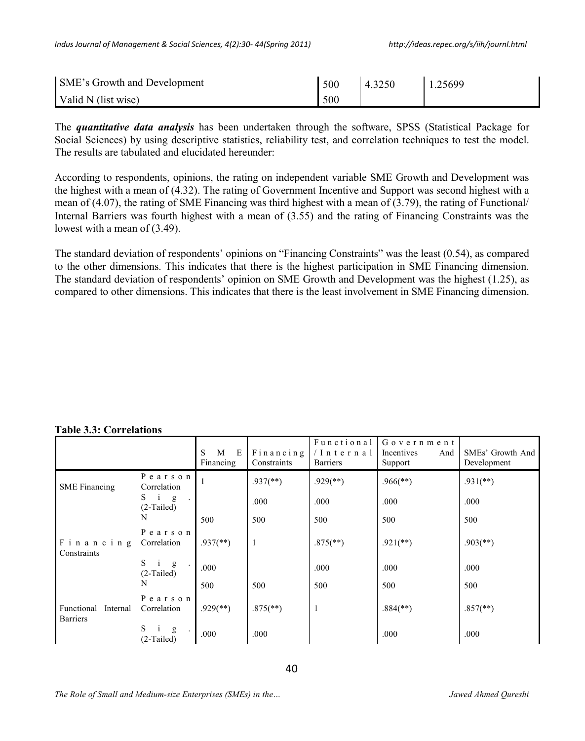| SME's Growth and Development | 500 | 4.3250 | 1.25699 |
| --- | --- | --- | --- |
| Valid N (list wise) | 500 | | |

The ***quantitative data analysis*** has been undertaken through the software, SPSS (Statistical Package for Social Sciences) by using descriptive statistics, reliability test, and correlation techniques to test the model. The results are tabulated and elucidated hereunder:

According to respondents, opinions, the rating on independent variable SME Growth and Development was the highest with a mean of (4.32). The rating of Government Incentive and Support was second highest with a mean of (4.07), the rating of SME Financing was third highest with a mean of (3.79), the rating of Functional/ Internal Barriers was fourth highest with a mean of (3.55) and the rating of Financing Constraints was the lowest with a mean of (3.49).

The standard deviation of respondents' opinions on "Financing Constraints" was the least (0.54), as compared to the other dimensions. This indicates that there is the highest participation in SME Financing dimension. The standard deviation of respondents' opinion on SME Growth and Development was the highest (1.25), as compared to other dimensions. This indicates that there is the least involvement in SME Financing dimension.

**Table 3.3: Correlations**

| | | SME Financing | Financing Constraints | Functional /Internal Barriers | Government Incentives And Support | SMEs' Growth And Development |
| --- | --- | --- | --- | --- | --- | --- |
| SME Financing | Pearson Correlation | 1 | .937(**) | .929(**) | .966(**) | .931(**) |
| | Sig. (2-Tailed) | | .000 | .000 | .000 | .000 |
| | N | 500 | 500 | 500 | 500 | 500 |
| Financing Constraints | Pearson Correlation | .937(**) | 1 | .875(**) | .921(**) | .903(**) |
| | Sig. (2-Tailed) | .000 | | .000 | .000 | .000 |
| | N | 500 | 500 | 500 | 500 | 500 |
| Functional Internal Barriers | Pearson Correlation | .929(**) | .875(**) | 1 | .884(**) | .857(**) |
| | Sig. (2-Tailed) | .000 | .000 | | .000 | .000 |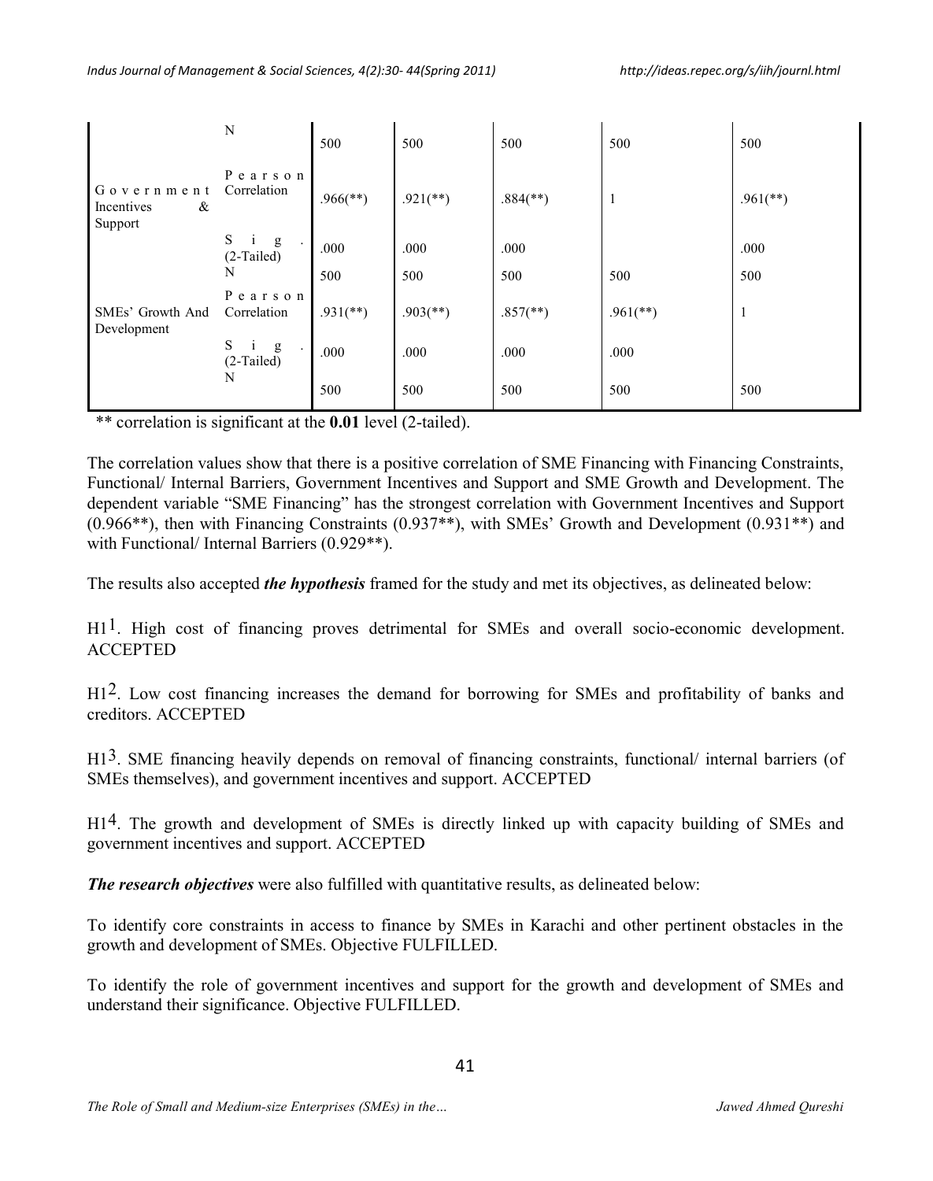| | N | 500 | 500 | 500 | 500 | 500 |
|---|---|---|---|---|---|---|
| Government Incentives & Support | Pearson Correlation | .966(**) | .921(**) | .884(**) | 1 | .961(**) |
| | Sig. (2-Tailed) | .000 | .000 | .000 | | .000 |
| | N | 500 | 500 | 500 | 500 | 500 |
| SMEs' Growth And Development | Pearson Correlation | .931(**) | .903(**) | .857(**) | .961(**) | 1 |
| | Sig. (2-Tailed) | .000 | .000 | .000 | .000 | |
| | N | 500 | 500 | 500 | 500 | 500 |

** correlation is significant at the **0.01** level (2-tailed).

The correlation values show that there is a positive correlation of SME Financing with Financing Constraints, Functional/ Internal Barriers, Government Incentives and Support and SME Growth and Development. The dependent variable "SME Financing" has the strongest correlation with Government Incentives and Support (0.966**), then with Financing Constraints (0.937**), with SMEs' Growth and Development (0.931**) and with Functional/ Internal Barriers (0.929**).

The results also accepted ***the hypothesis*** framed for the study and met its objectives, as delineated below:

H1[1]. High cost of financing proves detrimental for SMEs and overall socio-economic development. ACCEPTED

H1[2]. Low cost financing increases the demand for borrowing for SMEs and profitability of banks and creditors. ACCEPTED

H1[3]. SME financing heavily depends on removal of financing constraints, functional/ internal barriers (of SMEs themselves), and government incentives and support. ACCEPTED

H1[4]. The growth and development of SMEs is directly linked up with capacity building of SMEs and government incentives and support. ACCEPTED

***The research objectives*** were also fulfilled with quantitative results, as delineated below:

To identify core constraints in access to finance by SMEs in Karachi and other pertinent obstacles in the growth and development of SMEs. Objective FULFILLED.

To identify the role of government incentives and support for the growth and development of SMEs and understand their significance. Objective FULFILLED.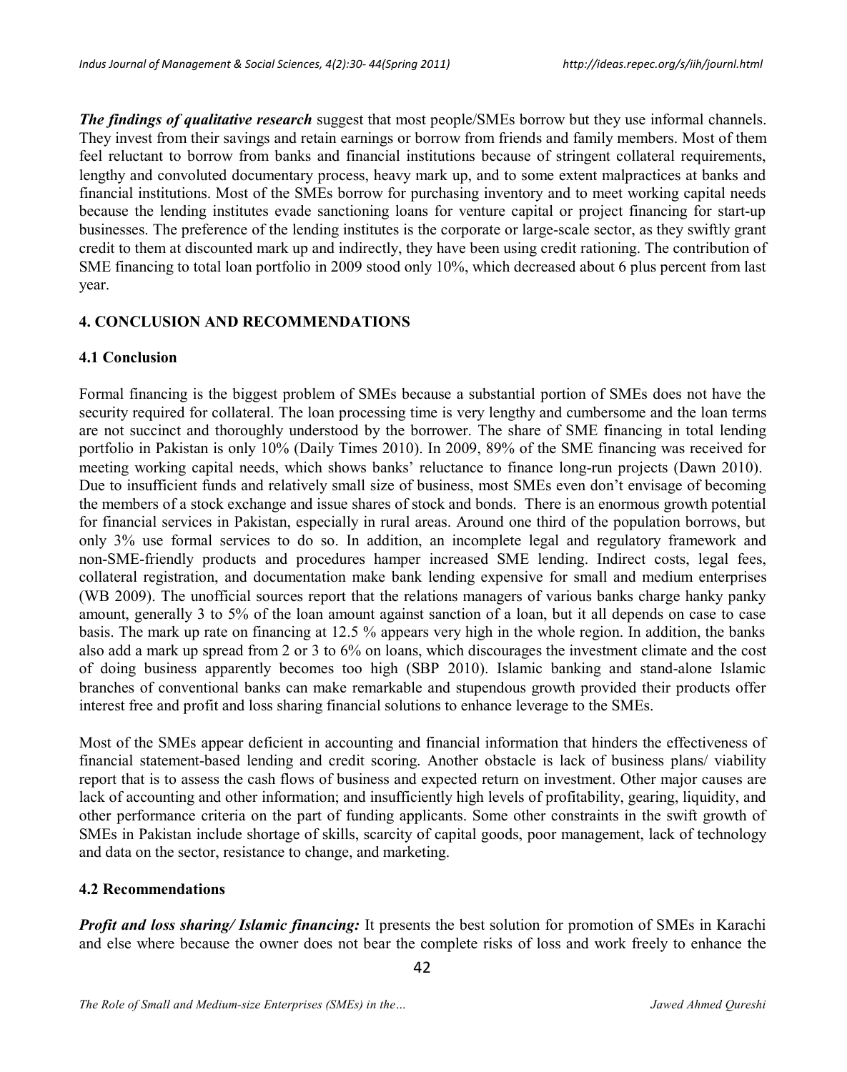***The findings of qualitative research*** suggest that most people/SMEs borrow but they use informal channels. They invest from their savings and retain earnings or borrow from friends and family members. Most of them feel reluctant to borrow from banks and financial institutions because of stringent collateral requirements, lengthy and convoluted documentary process, heavy mark up, and to some extent malpractices at banks and financial institutions. Most of the SMEs borrow for purchasing inventory and to meet working capital needs because the lending institutes evade sanctioning loans for venture capital or project financing for start-up businesses. The preference of the lending institutes is the corporate or large-scale sector, as they swiftly grant credit to them at discounted mark up and indirectly, they have been using credit rationing. The contribution of SME financing to total loan portfolio in 2009 stood only 10%, which decreased about 6 plus percent from last year.

## 4. CONCLUSION AND RECOMMENDATIONS

### 4.1 Conclusion

Formal financing is the biggest problem of SMEs because a substantial portion of SMEs does not have the security required for collateral. The loan processing time is very lengthy and cumbersome and the loan terms are not succinct and thoroughly understood by the borrower. The share of SME financing in total lending portfolio in Pakistan is only 10% (Daily Times 2010). In 2009, 89% of the SME financing was received for meeting working capital needs, which shows banks' reluctance to finance long-run projects (Dawn 2010). Due to insufficient funds and relatively small size of business, most SMEs even don't envisage of becoming the members of a stock exchange and issue shares of stock and bonds. There is an enormous growth potential for financial services in Pakistan, especially in rural areas. Around one third of the population borrows, but only 3% use formal services to do so. In addition, an incomplete legal and regulatory framework and non-SME-friendly products and procedures hamper increased SME lending. Indirect costs, legal fees, collateral registration, and documentation make bank lending expensive for small and medium enterprises (WB 2009). The unofficial sources report that the relations managers of various banks charge hanky panky amount, generally 3 to 5% of the loan amount against sanction of a loan, but it all depends on case to case basis. The mark up rate on financing at 12.5 % appears very high in the whole region. In addition, the banks also add a mark up spread from 2 or 3 to 6% on loans, which discourages the investment climate and the cost of doing business apparently becomes too high (SBP 2010). Islamic banking and stand-alone Islamic branches of conventional banks can make remarkable and stupendous growth provided their products offer interest free and profit and loss sharing financial solutions to enhance leverage to the SMEs.

Most of the SMEs appear deficient in accounting and financial information that hinders the effectiveness of financial statement-based lending and credit scoring. Another obstacle is lack of business plans/ viability report that is to assess the cash flows of business and expected return on investment. Other major causes are lack of accounting and other information; and insufficiently high levels of profitability, gearing, liquidity, and other performance criteria on the part of funding applicants. Some other constraints in the swift growth of SMEs in Pakistan include shortage of skills, scarcity of capital goods, poor management, lack of technology and data on the sector, resistance to change, and marketing.

### 4.2 Recommendations

***Profit and loss sharing/ Islamic financing:*** It presents the best solution for promotion of SMEs in Karachi and else where because the owner does not bear the complete risks of loss and work freely to enhance the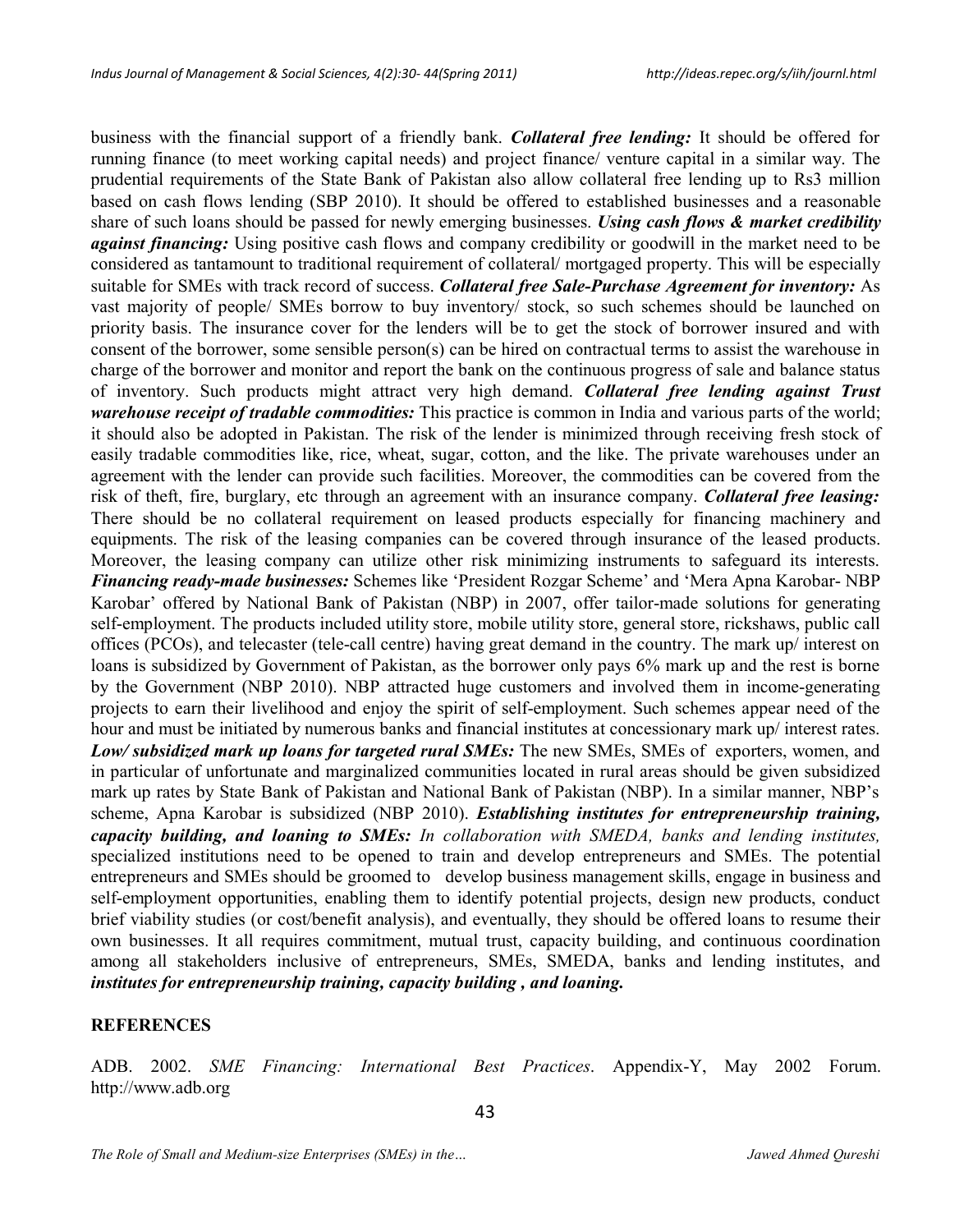business with the financial support of a friendly bank. ***Collateral free lending:*** It should be offered for running finance (to meet working capital needs) and project finance/ venture capital in a similar way. The prudential requirements of the State Bank of Pakistan also allow collateral free lending up to Rs3 million based on cash flows lending (SBP 2010). It should be offered to established businesses and a reasonable share of such loans should be passed for newly emerging businesses. ***Using cash flows & market credibility against financing:*** Using positive cash flows and company credibility or goodwill in the market need to be considered as tantamount to traditional requirement of collateral/ mortgaged property. This will be especially suitable for SMEs with track record of success. ***Collateral free Sale-Purchase Agreement for inventory:*** As vast majority of people/ SMEs borrow to buy inventory/ stock, so such schemes should be launched on priority basis. The insurance cover for the lenders will be to get the stock of borrower insured and with consent of the borrower, some sensible person(s) can be hired on contractual terms to assist the warehouse in charge of the borrower and monitor and report the bank on the continuous progress of sale and balance status of inventory. Such products might attract very high demand. ***Collateral free lending against Trust warehouse receipt of tradable commodities:*** This practice is common in India and various parts of the world; it should also be adopted in Pakistan. The risk of the lender is minimized through receiving fresh stock of easily tradable commodities like, rice, wheat, sugar, cotton, and the like. The private warehouses under an agreement with the lender can provide such facilities. Moreover, the commodities can be covered from the risk of theft, fire, burglary, etc through an agreement with an insurance company. ***Collateral free leasing:*** There should be no collateral requirement on leased products especially for financing machinery and equipments. The risk of the leasing companies can be covered through insurance of the leased products. Moreover, the leasing company can utilize other risk minimizing instruments to safeguard its interests. ***Financing ready-made businesses:*** Schemes like 'President Rozgar Scheme' and 'Mera Apna Karobar- NBP Karobar' offered by National Bank of Pakistan (NBP) in 2007, offer tailor-made solutions for generating self-employment. The products included utility store, mobile utility store, general store, rickshaws, public call offices (PCOs), and telecaster (tele-call centre) having great demand in the country. The mark up/ interest on loans is subsidized by Government of Pakistan, as the borrower only pays 6% mark up and the rest is borne by the Government (NBP 2010). NBP attracted huge customers and involved them in income-generating projects to earn their livelihood and enjoy the spirit of self-employment. Such schemes appear need of the hour and must be initiated by numerous banks and financial institutes at concessionary mark up/ interest rates. ***Low/ subsidized mark up loans for targeted rural SMEs:*** The new SMEs, SMEs of exporters, women, and in particular of unfortunate and marginalized communities located in rural areas should be given subsidized mark up rates by State Bank of Pakistan and National Bank of Pakistan (NBP). In a similar manner, NBP's scheme, Apna Karobar is subsidized (NBP 2010). ***Establishing institutes for entrepreneurship training, capacity building, and loaning to SMEs:*** *In collaboration with SMEDA, banks and lending institutes,* specialized institutions need to be opened to train and develop entrepreneurs and SMEs. The potential entrepreneurs and SMEs should be groomed to develop business management skills, engage in business and self-employment opportunities, enabling them to identify potential projects, design new products, conduct brief viability studies (or cost/benefit analysis), and eventually, they should be offered loans to resume their own businesses. It all requires commitment, mutual trust, capacity building, and continuous coordination among all stakeholders inclusive of entrepreneurs, SMEs, SMEDA, banks and lending institutes, and ***institutes for entrepreneurship training, capacity building , and loaning.***

## REFERENCES

ADB. 2002. *SME Financing: International Best Practices*. Appendix-Y, May 2002 Forum. http://www.adb.org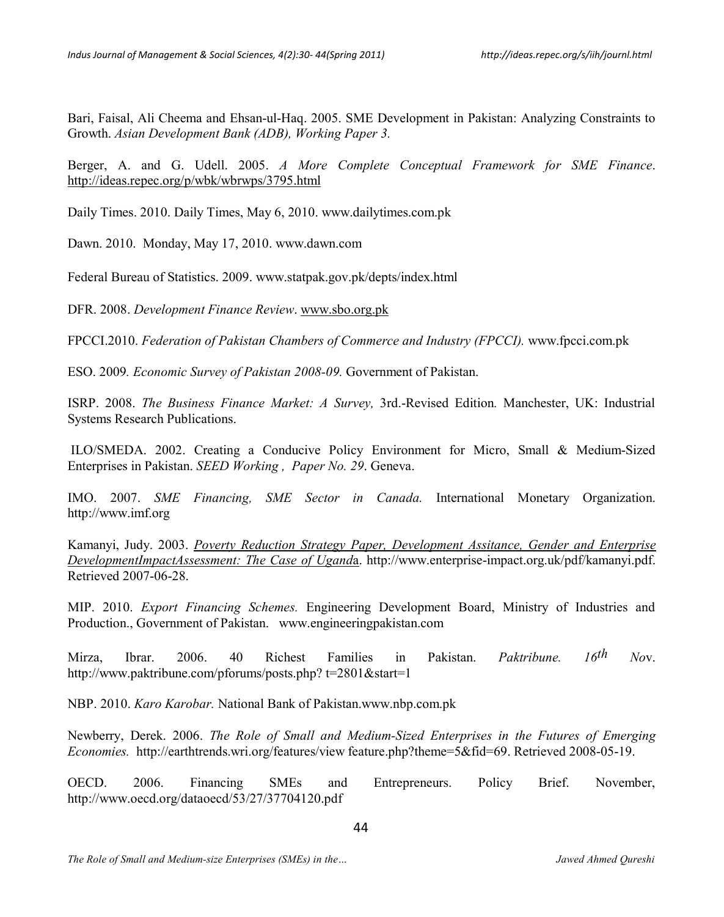Bari, Faisal, Ali Cheema and Ehsan-ul-Haq. 2005. SME Development in Pakistan: Analyzing Constraints to Growth. *Asian Development Bank (ADB), Working Paper 3.*

Berger, A. and G. Udell. 2005. *A More Complete Conceptual Framework for SME Finance*. http://ideas.repec.org/p/wbk/wbrwps/3795.html

Daily Times. 2010. Daily Times, May 6, 2010. www.dailytimes.com.pk

Dawn. 2010. Monday, May 17, 2010. www.dawn.com

Federal Bureau of Statistics. 2009. www.statpak.gov.pk/depts/index.html

DFR. 2008. *Development Finance Review*. www.sbo.org.pk

FPCCI.2010. *Federation of Pakistan Chambers of Commerce and Industry (FPCCI).* www.fpcci.com.pk

ESO. 2009*. Economic Survey of Pakistan 2008-09.* Government of Pakistan.

ISRP. 2008. *The Business Finance Market: A Survey,* 3rd.-Revised Edition*.* Manchester, UK: Industrial Systems Research Publications.

ILO/SMEDA. 2002. Creating a Conducive Policy Environment for Micro, Small & Medium-Sized Enterprises in Pakistan. *SEED Working , Paper No. 29*. Geneva.

IMO. 2007. *SME Financing, SME Sector in Canada.* International Monetary Organization. http://www.imf.org

Kamanyi, Judy. 2003. *Poverty Reduction Strategy Paper, Development Assitance, Gender and Enterprise DevelopmentImpactAssessment: The Case of Uganda*. http://www.enterprise-impact.org.uk/pdf/kamanyi.pdf. Retrieved 2007-06-28.

MIP. 2010. *Export Financing Schemes.* Engineering Development Board, Ministry of Industries and Production., Government of Pakistan. www.engineeringpakistan.com

Mirza, Ibrar. 2006. 40 Richest Families in Pakistan. *Paktribune. 16th Nov*. http://www.paktribune.com/pforums/posts.php? t=2801&start=1

NBP. 2010. *Karo Karobar.* National Bank of Pakistan.www.nbp.com.pk

Newberry, Derek. 2006. *The Role of Small and Medium-Sized Enterprises in the Futures of Emerging Economies.* http://earthtrends.wri.org/features/view feature.php?theme=5&fid=69. Retrieved 2008-05-19.

OECD. 2006. Financing SMEs and Entrepreneurs. Policy Brief. November, http://www.oecd.org/dataoecd/53/27/37704120.pdf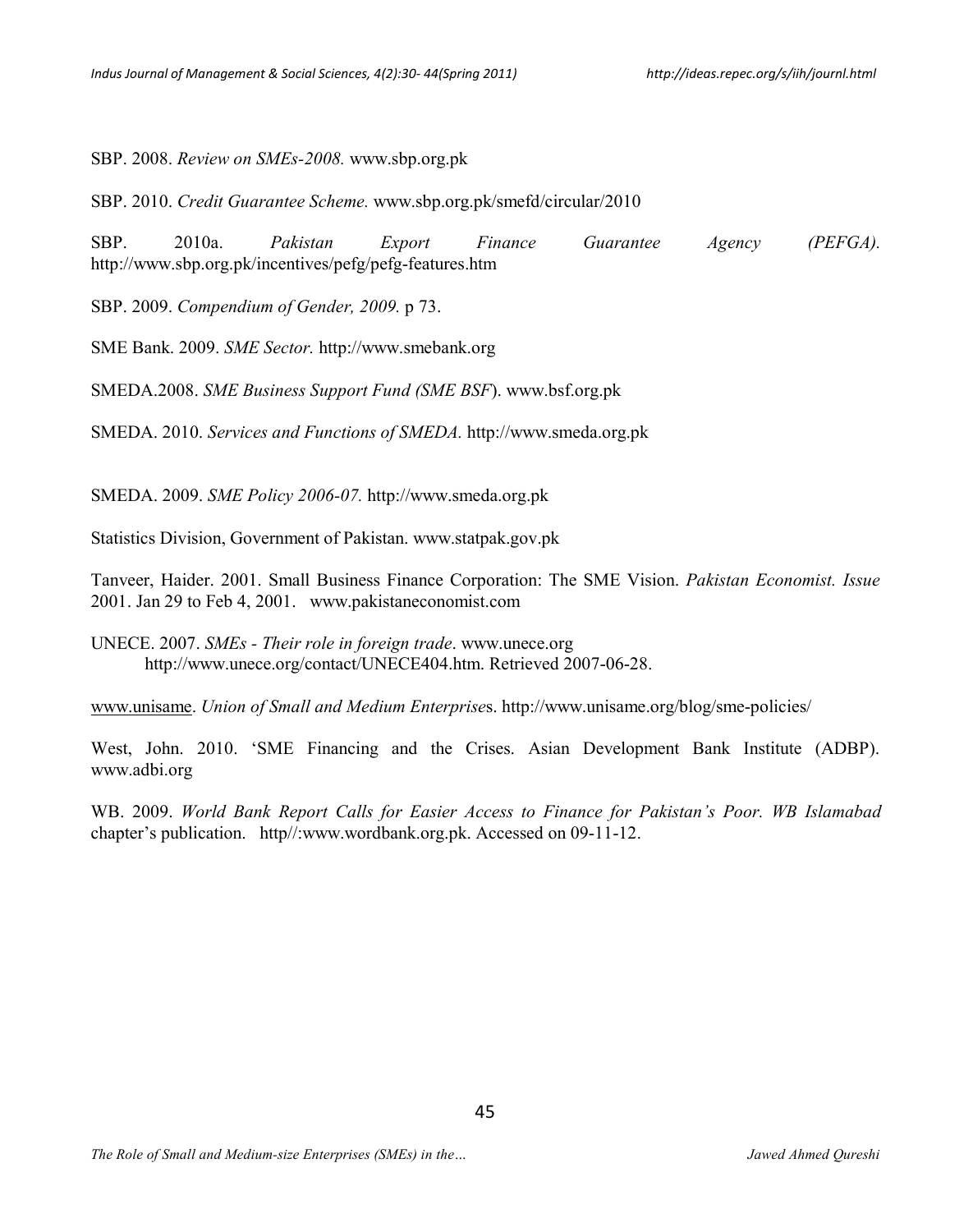SBP. 2008. *Review on SMEs-2008.* www.sbp.org.pk

SBP. 2010. *Credit Guarantee Scheme.* www.sbp.org.pk/smefd/circular/2010

SBP. 2010a. *Pakistan Export Finance Guarantee Agency (PEFGA).* http://www.sbp.org.pk/incentives/pefg/pefg-features.htm

SBP. 2009. *Compendium of Gender, 2009.* p 73.

SME Bank. 2009. *SME Sector.* http://www.smebank.org

SMEDA.2008. *SME Business Support Fund (SME BSF*). www.bsf.org.pk

SMEDA. 2010. *Services and Functions of SMEDA.* http://www.smeda.org.pk

SMEDA. 2009. *SME Policy 2006-07.* http://www.smeda.org.pk

Statistics Division, Government of Pakistan. www.statpak.gov.pk

Tanveer, Haider. 2001. Small Business Finance Corporation: The SME Vision. *Pakistan Economist. Issue* 2001. Jan 29 to Feb 4, 2001. www.pakistaneconomist.com

UNECE. 2007. *SMEs - Their role in foreign trade*. www.unece.org http://www.unece.org/contact/UNECE404.htm. Retrieved 2007-06-28.

www.unisame. *Union of Small and Medium Enterprise*s. http://www.unisame.org/blog/sme-policies/

West, John. 2010. 'SME Financing and the Crises. Asian Development Bank Institute (ADBP). www.adbi.org

WB. 2009. *World Bank Report Calls for Easier Access to Finance for Pakistan's Poor. WB Islamabad* chapter's publication. http//:www.wordbank.org.pk. Accessed on 09-11-12.